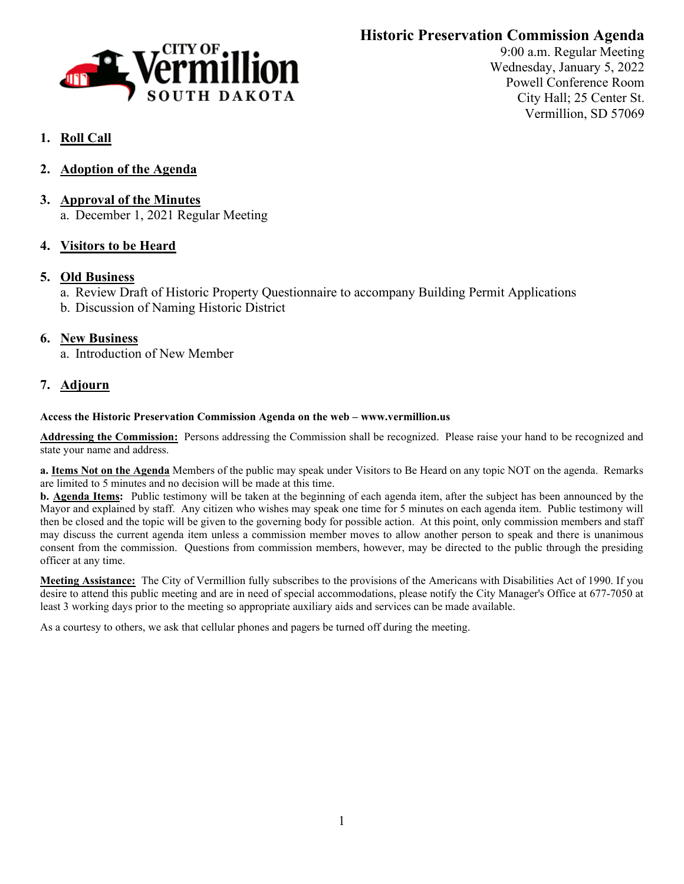# Historic Preservation Commission Agenda

9:00 a.m. Regular Meeting
Wednesday, January 5, 2022
Powell Conference Room
City Hall; 25 Center St.
Vermillion, SD 57069

1. **Roll Call**

2. **Adoption of the Agenda**

3. **Approval of the Minutes**
   a. December 1, 2021 Regular Meeting

4. **Visitors to be Heard**

5. **Old Business**
   a. Review Draft of Historic Property Questionnaire to accompany Building Permit Applications
   b. Discussion of Naming Historic District

6. **New Business**
   a. Introduction of New Member

7. **Adjourn**

**Access the Historic Preservation Commission Agenda on the web – www.vermillion.us**

**Addressing the Commission:** Persons addressing the Commission shall be recognized. Please raise your hand to be recognized and state your name and address.

**a. Items Not on the Agenda** Members of the public may speak under Visitors to Be Heard on any topic NOT on the agenda. Remarks are limited to 5 minutes and no decision will be made at this time.
**b. Agenda Items:** Public testimony will be taken at the beginning of each agenda item, after the subject has been announced by the Mayor and explained by staff. Any citizen who wishes may speak one time for 5 minutes on each agenda item. Public testimony will then be closed and the topic will be given to the governing body for possible action. At this point, only commission members and staff may discuss the current agenda item unless a commission member moves to allow another person to speak and there is unanimous consent from the commission. Questions from commission members, however, may be directed to the public through the presiding officer at any time.

**Meeting Assistance:** The City of Vermillion fully subscribes to the provisions of the Americans with Disabilities Act of 1990. If you desire to attend this public meeting and are in need of special accommodations, please notify the City Manager's Office at 677-7050 at least 3 working days prior to the meeting so appropriate auxiliary aids and services can be made available.

As a courtesy to others, we ask that cellular phones and pagers be turned off during the meeting.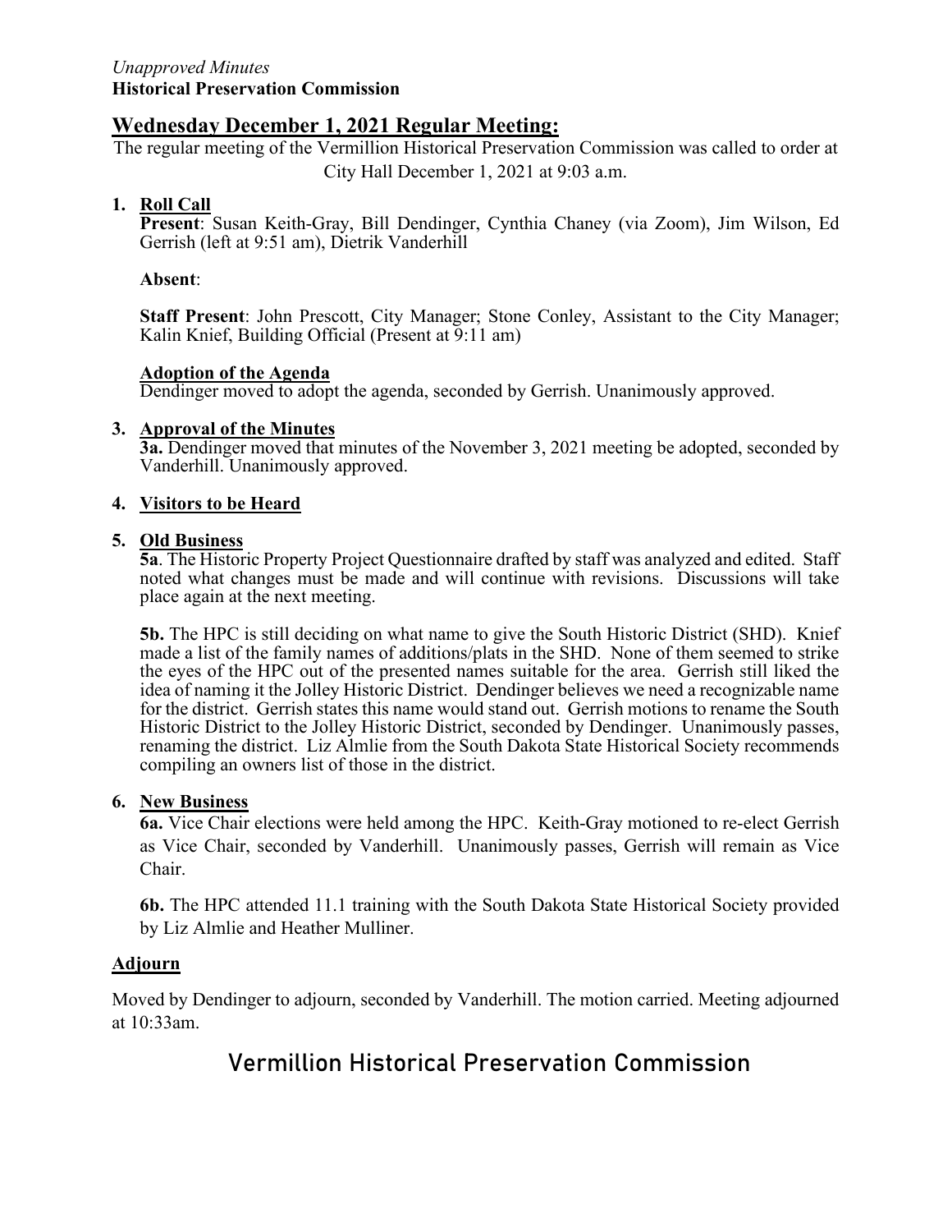*Unapproved Minutes*
**Historical Preservation Commission**

## Wednesday December 1, 2021 Regular Meeting:

The regular meeting of the Vermillion Historical Preservation Commission was called to order at City Hall December 1, 2021 at 9:03 a.m.

1. **Roll Call**

   **Present**: Susan Keith-Gray, Bill Dendinger, Cynthia Chaney (via Zoom), Jim Wilson, Ed Gerrish (left at 9:51 am), Dietrik Vanderhill

   **Absent**:

   **Staff Present**: John Prescott, City Manager; Stone Conley, Assistant to the City Manager; Kalin Knief, Building Official (Present at 9:11 am)

   **Adoption of the Agenda**
   Dendinger moved to adopt the agenda, seconded by Gerrish. Unanimously approved.

3. **Approval of the Minutes**
   **3a.** Dendinger moved that minutes of the November 3, 2021 meeting be adopted, seconded by Vanderhill. Unanimously approved.

4. **Visitors to be Heard**

5. **Old Business**
   **5a**. The Historic Property Project Questionnaire drafted by staff was analyzed and edited. Staff noted what changes must be made and will continue with revisions. Discussions will take place again at the next meeting.

   **5b.** The HPC is still deciding on what name to give the South Historic District (SHD). Knief made a list of the family names of additions/plats in the SHD. None of them seemed to strike the eyes of the HPC out of the presented names suitable for the area. Gerrish still liked the idea of naming it the Jolley Historic District. Dendinger believes we need a recognizable name for the district. Gerrish states this name would stand out. Gerrish motions to rename the South Historic District to the Jolley Historic District, seconded by Dendinger. Unanimously passes, renaming the district. Liz Almlie from the South Dakota State Historical Society recommends compiling an owners list of those in the district.

6. **New Business**
   **6a.** Vice Chair elections were held among the HPC. Keith-Gray motioned to re-elect Gerrish as Vice Chair, seconded by Vanderhill. Unanimously passes, Gerrish will remain as Vice Chair.

   **6b.** The HPC attended 11.1 training with the South Dakota State Historical Society provided by Liz Almlie and Heather Mulliner.

**Adjourn**

Moved by Dendinger to adjourn, seconded by Vanderhill. The motion carried. Meeting adjourned at 10:33am.

# Vermillion Historical Preservation Commission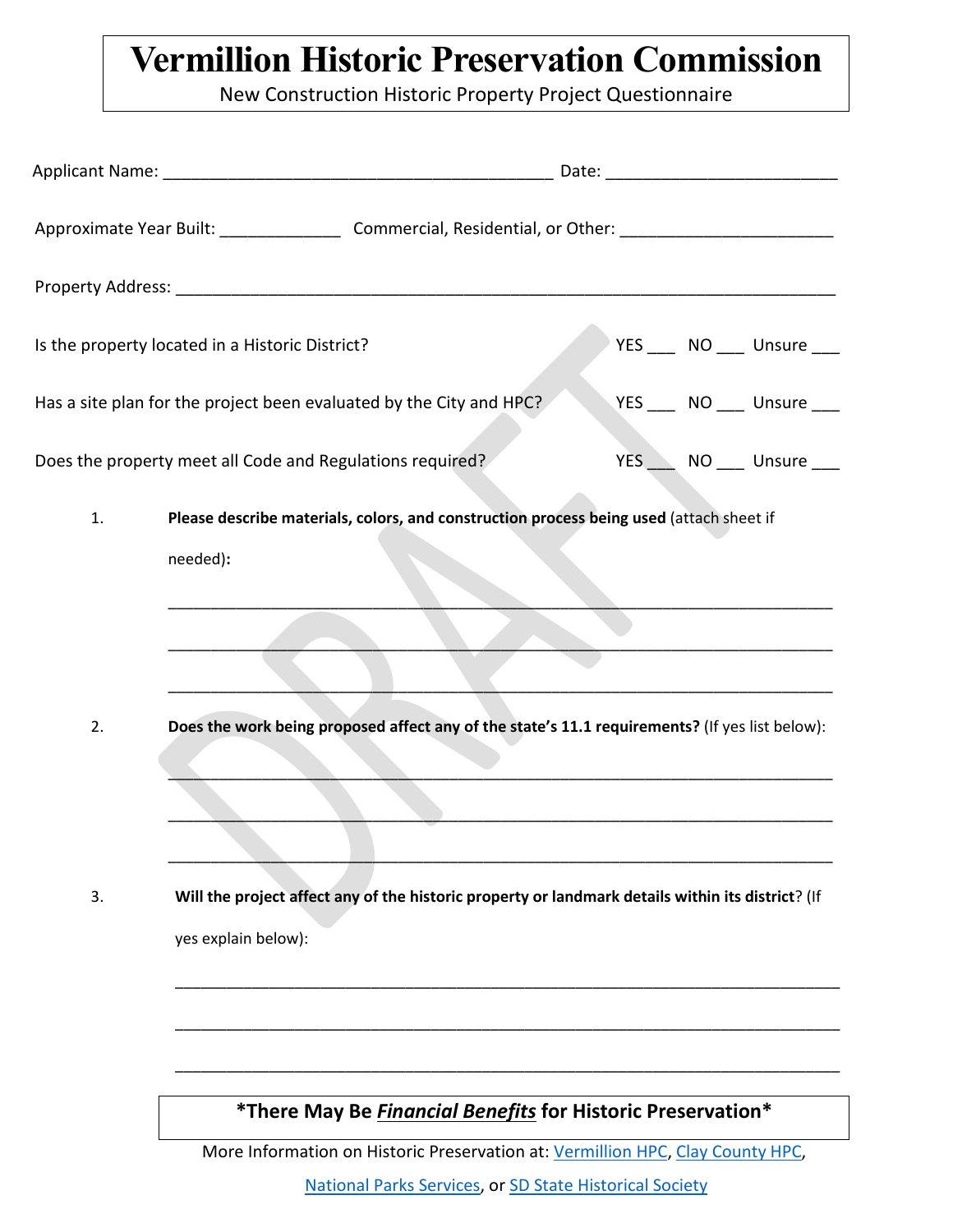# Vermillion Historic Preservation Commission

New Construction Historic Property Project Questionnaire

Applicant Name: __________________________________________ Date: _________________________

Approximate Year Built: _____________ Commercial, Residential, or Other: _______________________

Property Address: ________________________________________________________________________

Is the property located in a Historic District? YES ___ NO ___ Unsure ___

Has a site plan for the project been evaluated by the City and HPC? YES ___ NO ___ Unsure ___

Does the property meet all Code and Regulations required? YES ___ NO ___ Unsure ___

1. **Please describe materials, colors, and construction process being used** (attach sheet if needed)**:**

   ________________________________________________________________________

   ________________________________________________________________________

   ________________________________________________________________________

2. **Does the work being proposed affect any of the state's 11.1 requirements?** (If yes list below):

   ________________________________________________________________________

   ________________________________________________________________________

   ________________________________________________________________________

3. **Will the project affect any of the historic property or landmark details within its district**? (If yes explain below):

   ________________________________________________________________________

   ________________________________________________________________________

   ________________________________________________________________________

**\*There May Be *Financial Benefits* for Historic Preservation\***

More Information on Historic Preservation at: Vermillion HPC, Clay County HPC, National Parks Services, or SD State Historical Society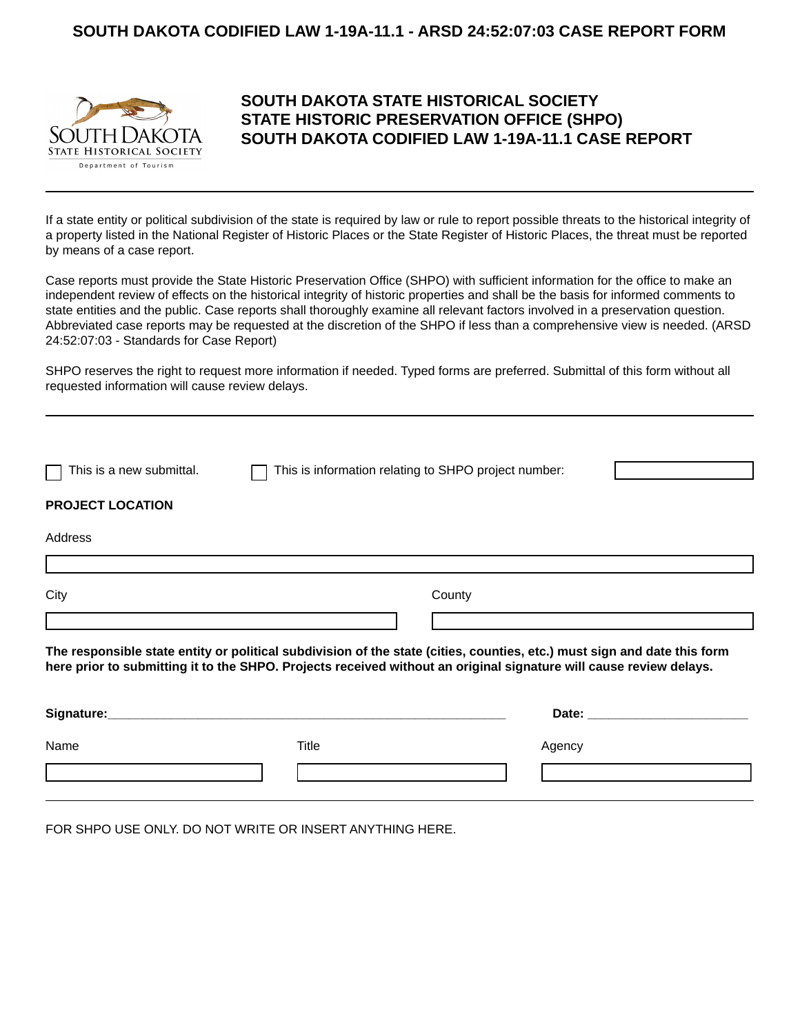# SOUTH DAKOTA CODIFIED LAW 1-19A-11.1 - ARSD 24:52:07:03 CASE REPORT FORM

SOUTH DAKOTA
STATE HISTORICAL SOCIETY
Department of Tourism

## SOUTH DAKOTA STATE HISTORICAL SOCIETY
## STATE HISTORIC PRESERVATION OFFICE (SHPO)
## SOUTH DAKOTA CODIFIED LAW 1-19A-11.1 CASE REPORT

---

If a state entity or political subdivision of the state is required by law or rule to report possible threats to the historical integrity of a property listed in the National Register of Historic Places or the State Register of Historic Places, the threat must be reported by means of a case report.

Case reports must provide the State Historic Preservation Office (SHPO) with sufficient information for the office to make an independent review of effects on the historical integrity of historic properties and shall be the basis for informed comments to state entities and the public. Case reports shall thoroughly examine all relevant factors involved in a preservation question. Abbreviated case reports may be requested at the discretion of the SHPO if less than a comprehensive view is needed. (ARSD 24:52:07:03 - Standards for Case Report)

SHPO reserves the right to request more information if needed. Typed forms are preferred. Submittal of this form without all requested information will cause review delays.

---

☐ This is a new submittal. ☐ This is information relating to SHPO project number: \_\_\_\_\_\_\_\_\_\_

**PROJECT LOCATION**

Address

\_\_\_\_\_\_\_\_\_\_\_\_\_\_\_\_\_\_\_\_

City \_\_\_\_\_\_\_\_\_\_\_\_\_\_\_\_\_\_\_\_ County \_\_\_\_\_\_\_\_\_\_\_\_\_\_\_\_\_\_\_\_

**The responsible state entity or political subdivision of the state (cities, counties, etc.) must sign and date this form here prior to submitting it to the SHPO. Projects received without an original signature will cause review delays.**

**Signature:**\_\_\_\_\_\_\_\_\_\_\_\_\_\_\_\_\_\_\_\_\_\_\_\_\_\_\_\_\_\_\_\_\_\_\_\_\_\_\_\_\_\_\_\_\_\_\_\_\_\_ **Date:** \_\_\_\_\_\_\_\_\_\_\_\_\_\_\_\_\_\_\_\_\_\_

Name \_\_\_\_\_\_\_\_\_\_\_\_\_\_\_\_\_\_\_\_ Title \_\_\_\_\_\_\_\_\_\_\_\_\_\_\_\_\_\_\_\_ Agency \_\_\_\_\_\_\_\_\_\_\_\_\_\_\_\_\_\_\_\_

---

FOR SHPO USE ONLY. DO NOT WRITE OR INSERT ANYTHING HERE.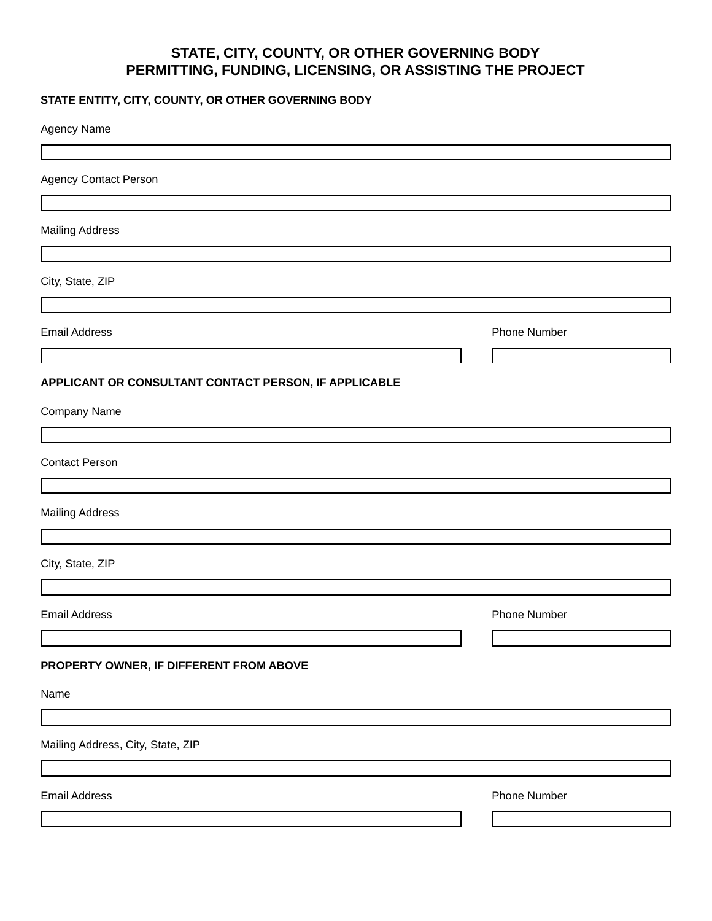# STATE, CITY, COUNTY, OR OTHER GOVERNING BODY PERMITTING, FUNDING, LICENSING, OR ASSISTING THE PROJECT

**STATE ENTITY, CITY, COUNTY, OR OTHER GOVERNING BODY**

Agency Name

Agency Contact Person

Mailing Address

City, State, ZIP

Email Address

Phone Number

**APPLICANT OR CONSULTANT CONTACT PERSON, IF APPLICABLE**

Company Name

Contact Person

Mailing Address

City, State, ZIP

Email Address

Phone Number

**PROPERTY OWNER, IF DIFFERENT FROM ABOVE**

Name

Mailing Address, City, State, ZIP

Email Address

Phone Number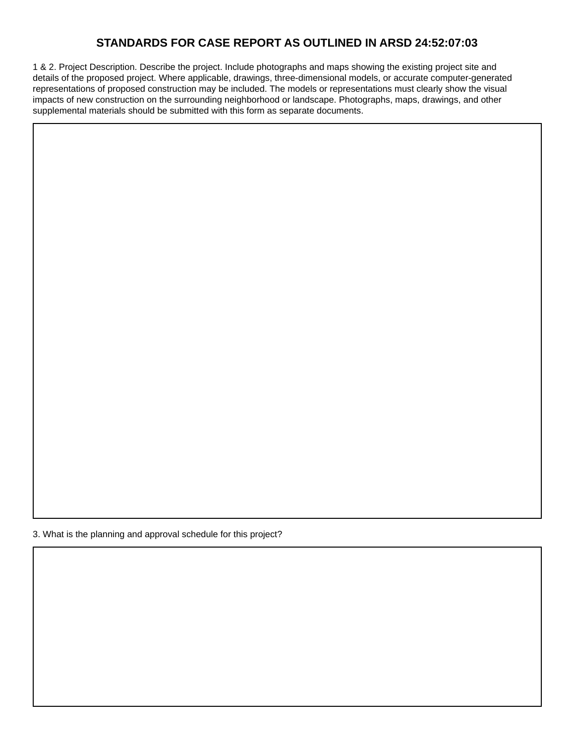# STANDARDS FOR CASE REPORT AS OUTLINED IN ARSD 24:52:07:03

1 & 2. Project Description. Describe the project. Include photographs and maps showing the existing project site and details of the proposed project. Where applicable, drawings, three-dimensional models, or accurate computer-generated representations of proposed construction may be included. The models or representations must clearly show the visual impacts of new construction on the surrounding neighborhood or landscape. Photographs, maps, drawings, and other supplemental materials should be submitted with this form as separate documents.

3. What is the planning and approval schedule for this project?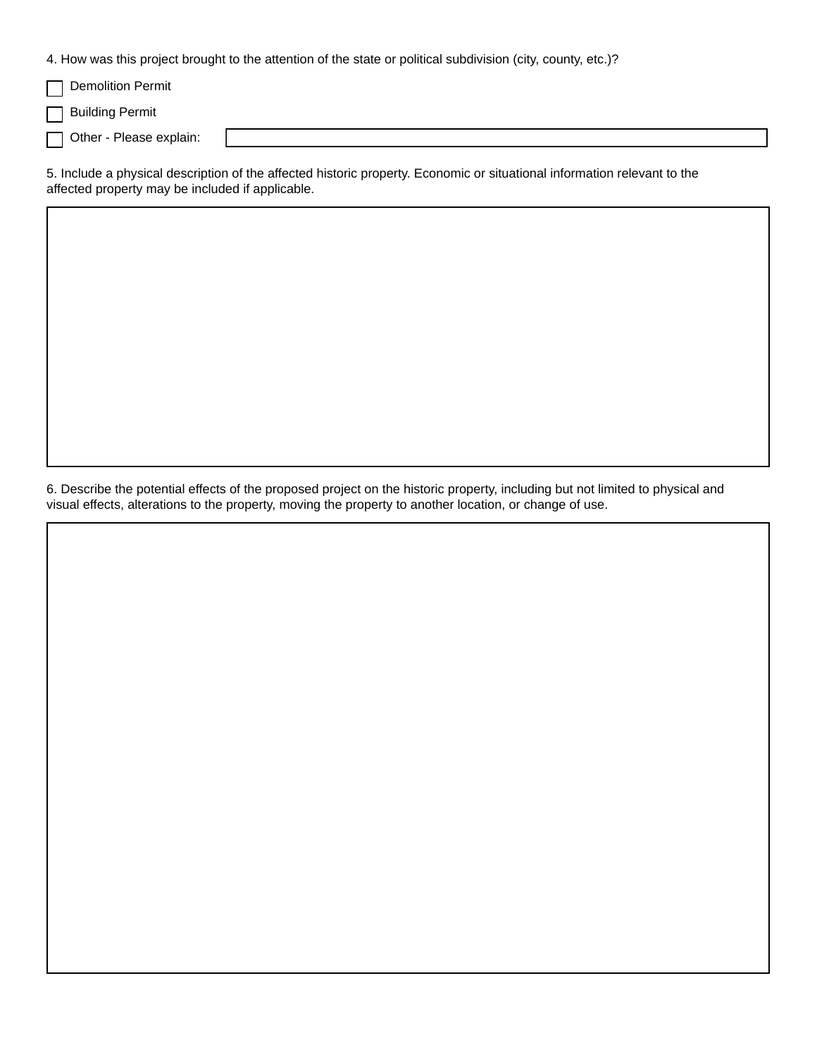4. How was this project brought to the attention of the state or political subdivision (city, county, etc.)?

- [ ] Demolition Permit
- [ ] Building Permit
- [ ] Other - Please explain:

5. Include a physical description of the affected historic property. Economic or situational information relevant to the affected property may be included if applicable.

6. Describe the potential effects of the proposed project on the historic property, including but not limited to physical and visual effects, alterations to the property, moving the property to another location, or change of use.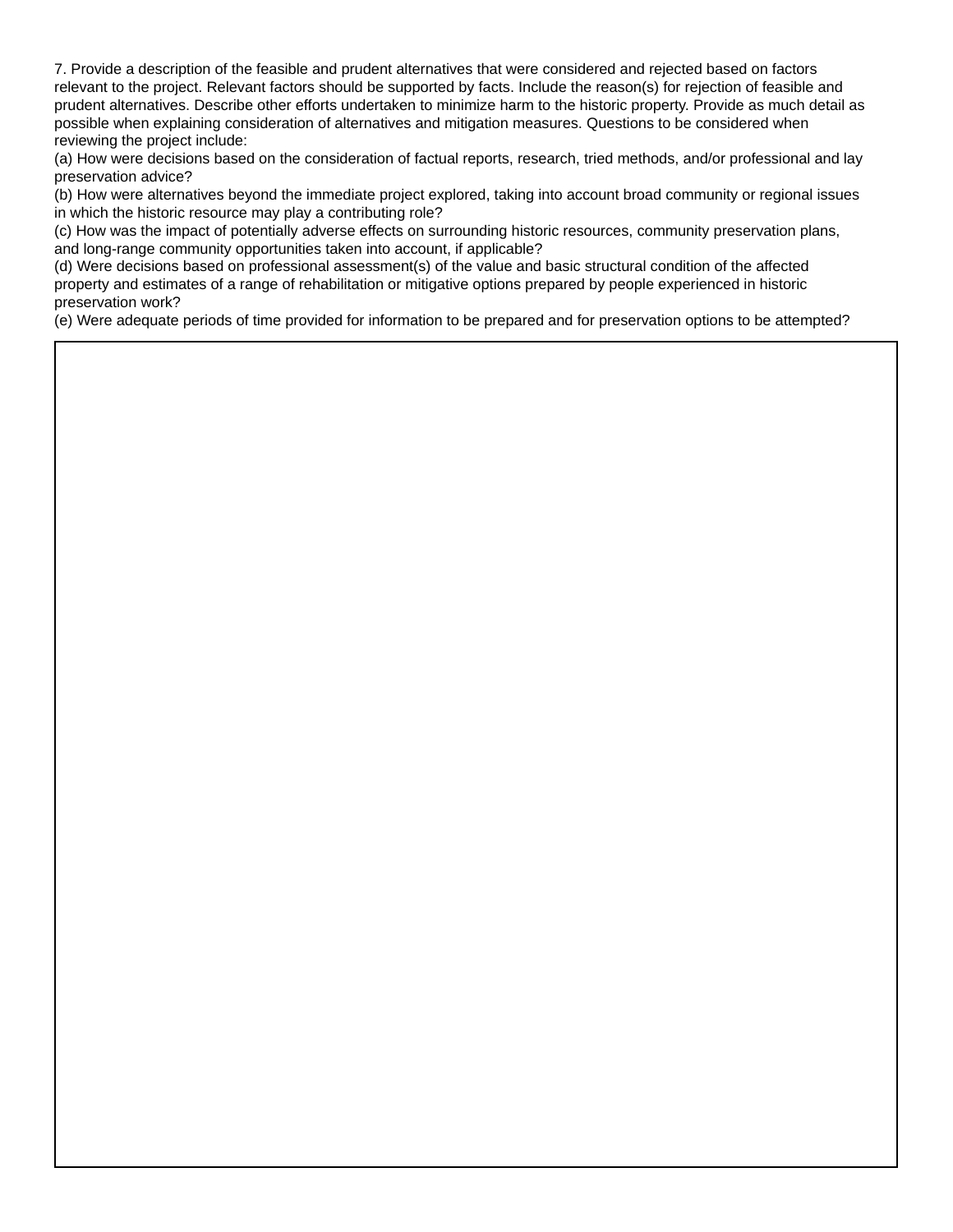7. Provide a description of the feasible and prudent alternatives that were considered and rejected based on factors relevant to the project. Relevant factors should be supported by facts. Include the reason(s) for rejection of feasible and prudent alternatives. Describe other efforts undertaken to minimize harm to the historic property. Provide as much detail as possible when explaining consideration of alternatives and mitigation measures. Questions to be considered when reviewing the project include:

(a) How were decisions based on the consideration of factual reports, research, tried methods, and/or professional and lay preservation advice?

(b) How were alternatives beyond the immediate project explored, taking into account broad community or regional issues in which the historic resource may play a contributing role?

(c) How was the impact of potentially adverse effects on surrounding historic resources, community preservation plans, and long-range community opportunities taken into account, if applicable?

(d) Were decisions based on professional assessment(s) of the value and basic structural condition of the affected property and estimates of a range of rehabilitation or mitigative options prepared by people experienced in historic preservation work?

(e) Were adequate periods of time provided for information to be prepared and for preservation options to be attempted?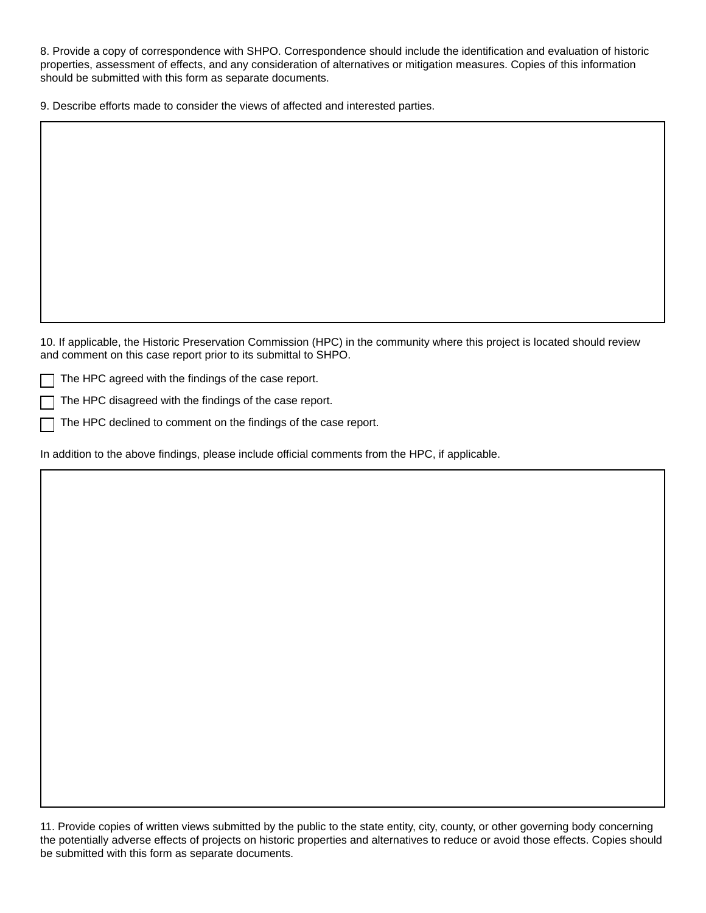8. Provide a copy of correspondence with SHPO. Correspondence should include the identification and evaluation of historic properties, assessment of effects, and any consideration of alternatives or mitigation measures. Copies of this information should be submitted with this form as separate documents.

9. Describe efforts made to consider the views of affected and interested parties.

10. If applicable, the Historic Preservation Commission (HPC) in the community where this project is located should review and comment on this case report prior to its submittal to SHPO.

- ☐ The HPC agreed with the findings of the case report.
- ☐ The HPC disagreed with the findings of the case report.
- ☐ The HPC declined to comment on the findings of the case report.

In addition to the above findings, please include official comments from the HPC, if applicable.

11. Provide copies of written views submitted by the public to the state entity, city, county, or other governing body concerning the potentially adverse effects of projects on historic properties and alternatives to reduce or avoid those effects. Copies should be submitted with this form as separate documents.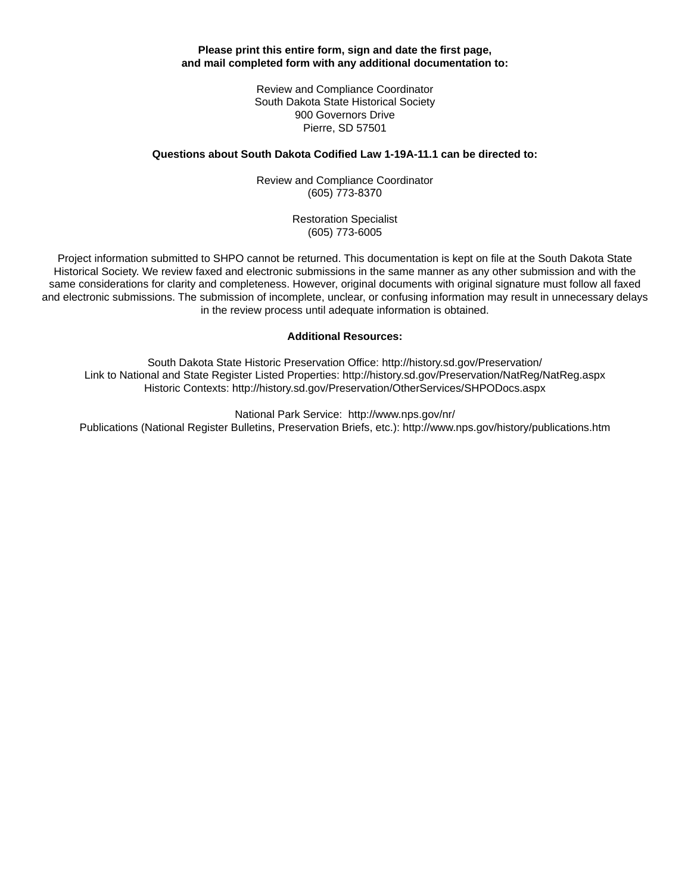**Please print this entire form, sign and date the first page, and mail completed form with any additional documentation to:**

Review and Compliance Coordinator
South Dakota State Historical Society
900 Governors Drive
Pierre, SD 57501

**Questions about South Dakota Codified Law 1-19A-11.1 can be directed to:**

Review and Compliance Coordinator
(605) 773-8370

Restoration Specialist
(605) 773-6005

Project information submitted to SHPO cannot be returned. This documentation is kept on file at the South Dakota State Historical Society. We review faxed and electronic submissions in the same manner as any other submission and with the same considerations for clarity and completeness. However, original documents with original signature must follow all faxed and electronic submissions. The submission of incomplete, unclear, or confusing information may result in unnecessary delays in the review process until adequate information is obtained.

**Additional Resources:**

South Dakota State Historic Preservation Office: http://history.sd.gov/Preservation/
Link to National and State Register Listed Properties: http://history.sd.gov/Preservation/NatReg/NatReg.aspx
Historic Contexts: http://history.sd.gov/Preservation/OtherServices/SHPODocs.aspx

National Park Service: http://www.nps.gov/nr/
Publications (National Register Bulletins, Preservation Briefs, etc.): http://www.nps.gov/history/publications.htm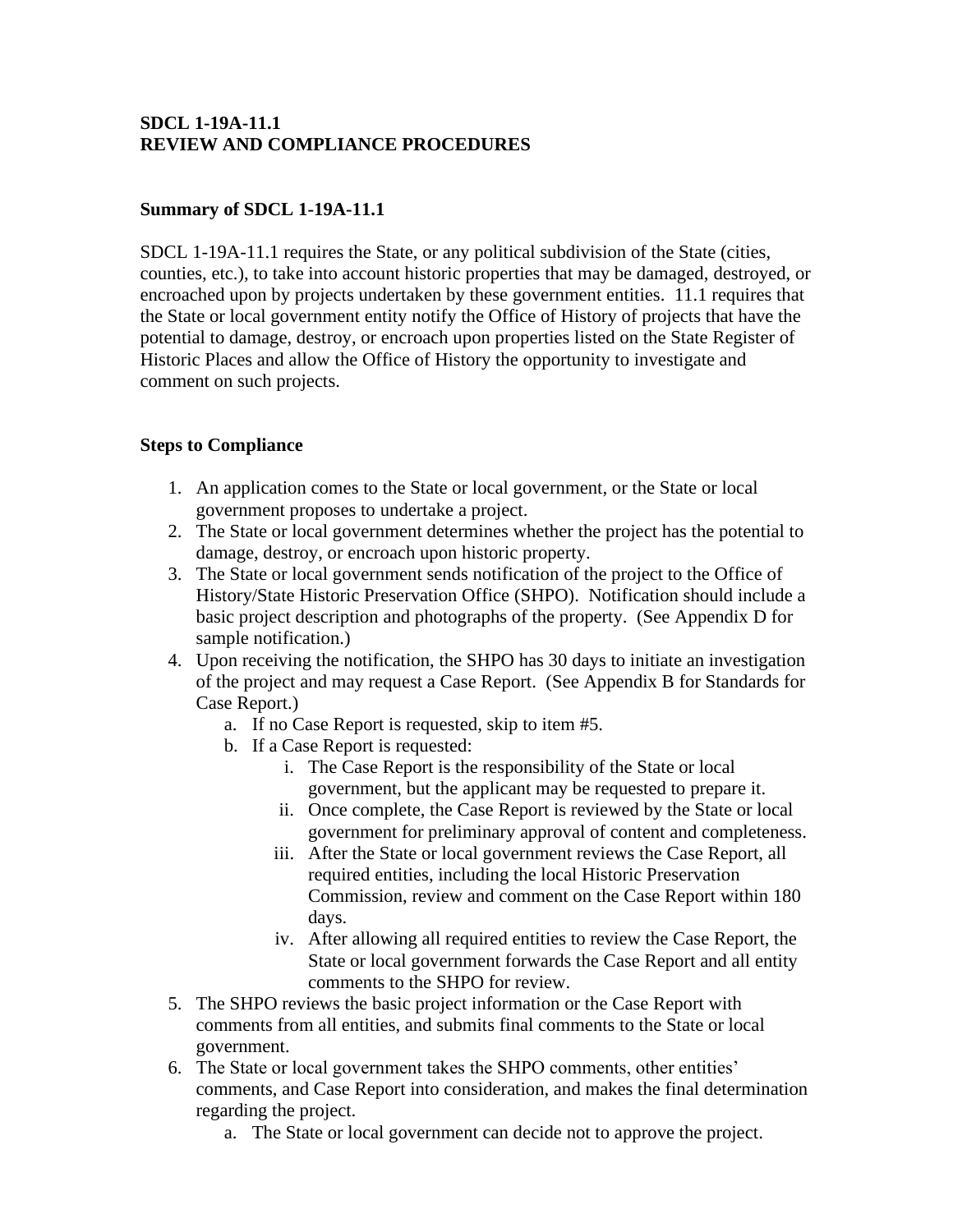**SDCL 1-19A-11.1**
**REVIEW AND COMPLIANCE PROCEDURES**

**Summary of SDCL 1-19A-11.1**

SDCL 1-19A-11.1 requires the State, or any political subdivision of the State (cities, counties, etc.), to take into account historic properties that may be damaged, destroyed, or encroached upon by projects undertaken by these government entities. 11.1 requires that the State or local government entity notify the Office of History of projects that have the potential to damage, destroy, or encroach upon properties listed on the State Register of Historic Places and allow the Office of History the opportunity to investigate and comment on such projects.

**Steps to Compliance**

1. An application comes to the State or local government, or the State or local government proposes to undertake a project.
2. The State or local government determines whether the project has the potential to damage, destroy, or encroach upon historic property.
3. The State or local government sends notification of the project to the Office of History/State Historic Preservation Office (SHPO). Notification should include a basic project description and photographs of the property. (See Appendix D for sample notification.)
4. Upon receiving the notification, the SHPO has 30 days to initiate an investigation of the project and may request a Case Report. (See Appendix B for Standards for Case Report.)
   a. If no Case Report is requested, skip to item #5.
   b. If a Case Report is requested:
      i. The Case Report is the responsibility of the State or local government, but the applicant may be requested to prepare it.
      ii. Once complete, the Case Report is reviewed by the State or local government for preliminary approval of content and completeness.
      iii. After the State or local government reviews the Case Report, all required entities, including the local Historic Preservation Commission, review and comment on the Case Report within 180 days.
      iv. After allowing all required entities to review the Case Report, the State or local government forwards the Case Report and all entity comments to the SHPO for review.
5. The SHPO reviews the basic project information or the Case Report with comments from all entities, and submits final comments to the State or local government.
6. The State or local government takes the SHPO comments, other entities' comments, and Case Report into consideration, and makes the final determination regarding the project.
   a. The State or local government can decide not to approve the project.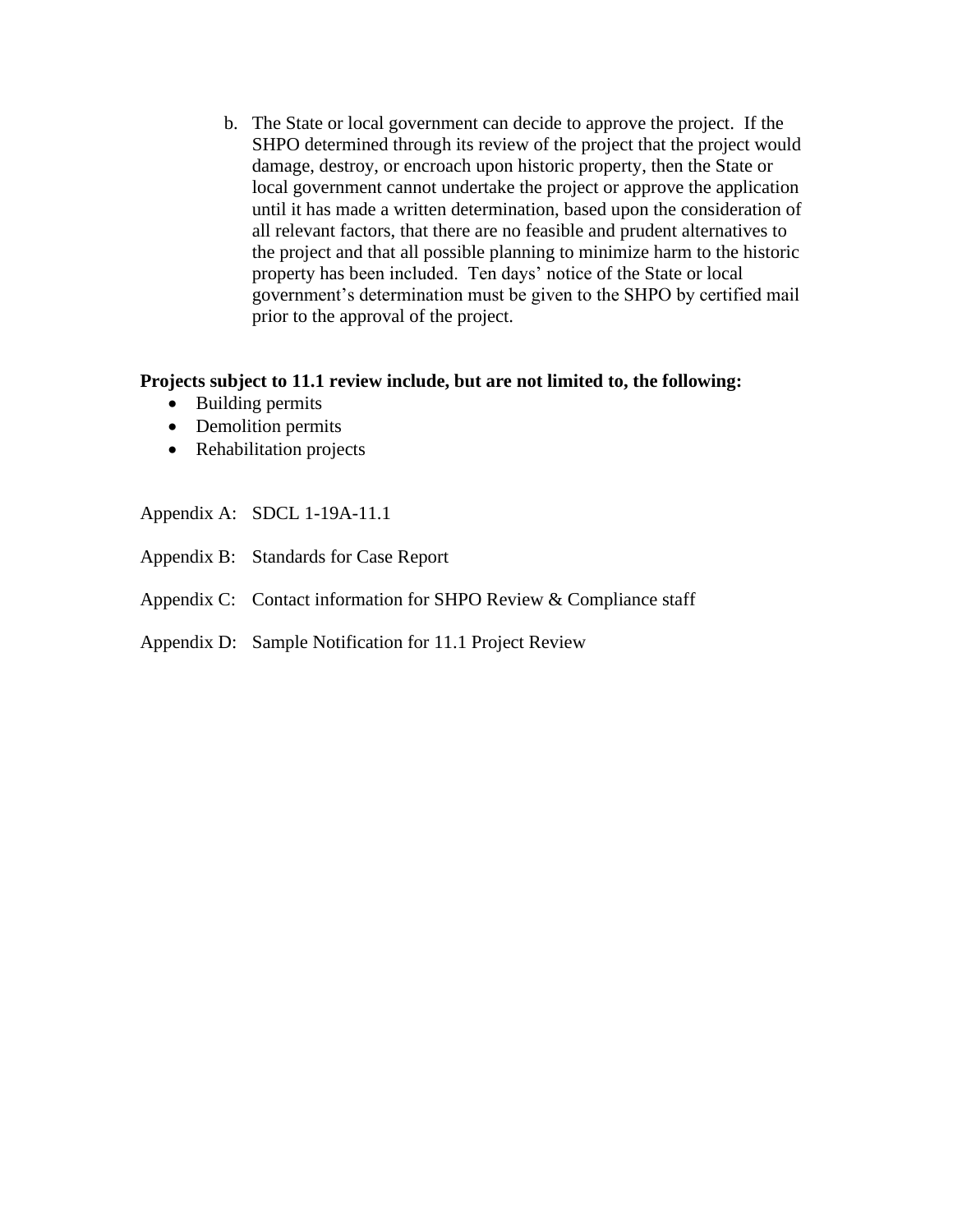b. The State or local government can decide to approve the project. If the SHPO determined through its review of the project that the project would damage, destroy, or encroach upon historic property, then the State or local government cannot undertake the project or approve the application until it has made a written determination, based upon the consideration of all relevant factors, that there are no feasible and prudent alternatives to the project and that all possible planning to minimize harm to the historic property has been included. Ten days' notice of the State or local government's determination must be given to the SHPO by certified mail prior to the approval of the project.

**Projects subject to 11.1 review include, but are not limited to, the following:**

- Building permits
- Demolition permits
- Rehabilitation projects

Appendix A: SDCL 1-19A-11.1

Appendix B: Standards for Case Report

Appendix C: Contact information for SHPO Review & Compliance staff

Appendix D: Sample Notification for 11.1 Project Review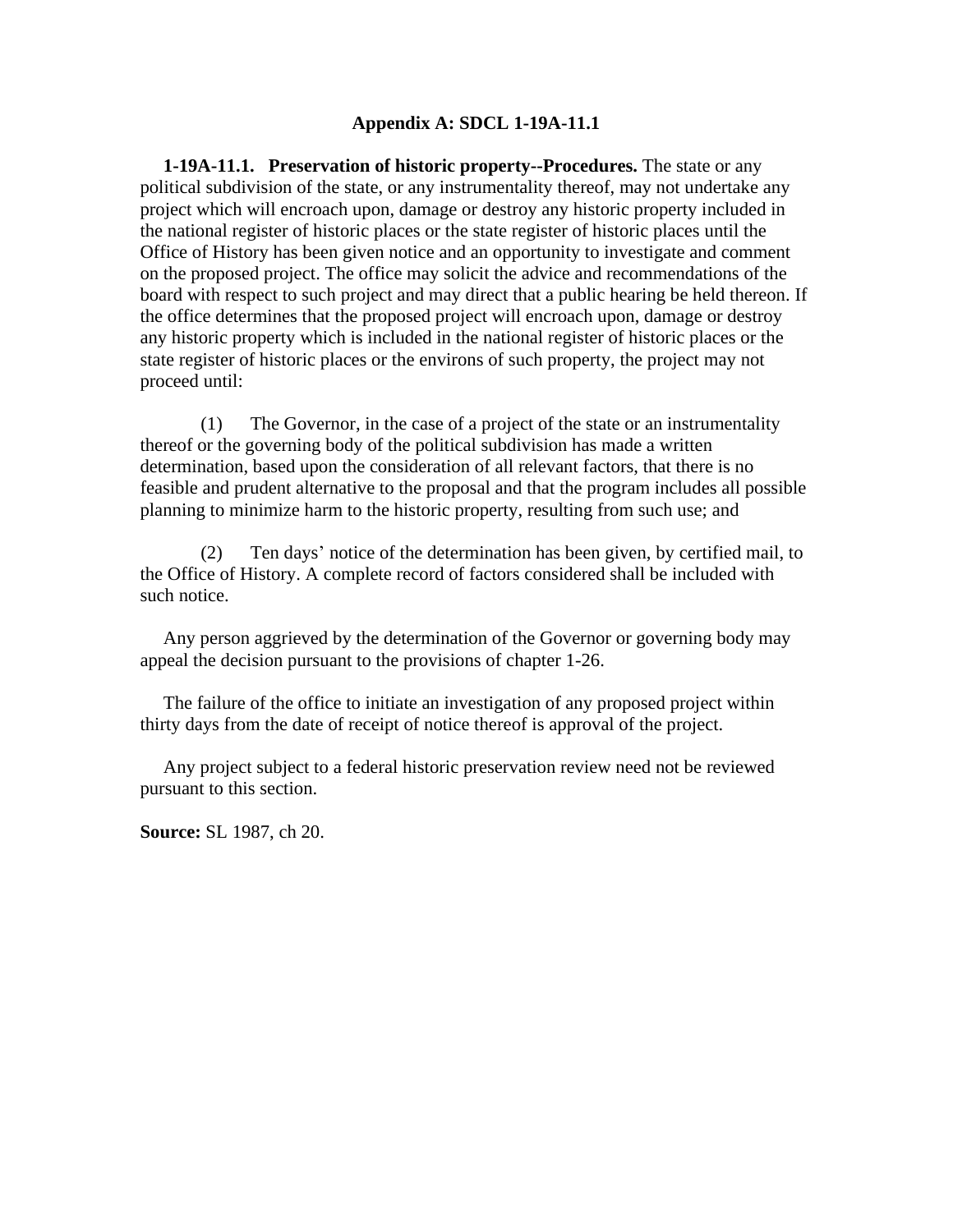## Appendix A: SDCL 1-19A-11.1

**1-19A-11.1. Preservation of historic property--Procedures.** The state or any political subdivision of the state, or any instrumentality thereof, may not undertake any project which will encroach upon, damage or destroy any historic property included in the national register of historic places or the state register of historic places until the Office of History has been given notice and an opportunity to investigate and comment on the proposed project. The office may solicit the advice and recommendations of the board with respect to such project and may direct that a public hearing be held thereon. If the office determines that the proposed project will encroach upon, damage or destroy any historic property which is included in the national register of historic places or the state register of historic places or the environs of such property, the project may not proceed until:

(1) The Governor, in the case of a project of the state or an instrumentality thereof or the governing body of the political subdivision has made a written determination, based upon the consideration of all relevant factors, that there is no feasible and prudent alternative to the proposal and that the program includes all possible planning to minimize harm to the historic property, resulting from such use; and

(2) Ten days' notice of the determination has been given, by certified mail, to the Office of History. A complete record of factors considered shall be included with such notice.

Any person aggrieved by the determination of the Governor or governing body may appeal the decision pursuant to the provisions of chapter 1-26.

The failure of the office to initiate an investigation of any proposed project within thirty days from the date of receipt of notice thereof is approval of the project.

Any project subject to a federal historic preservation review need not be reviewed pursuant to this section.

**Source:** SL 1987, ch 20.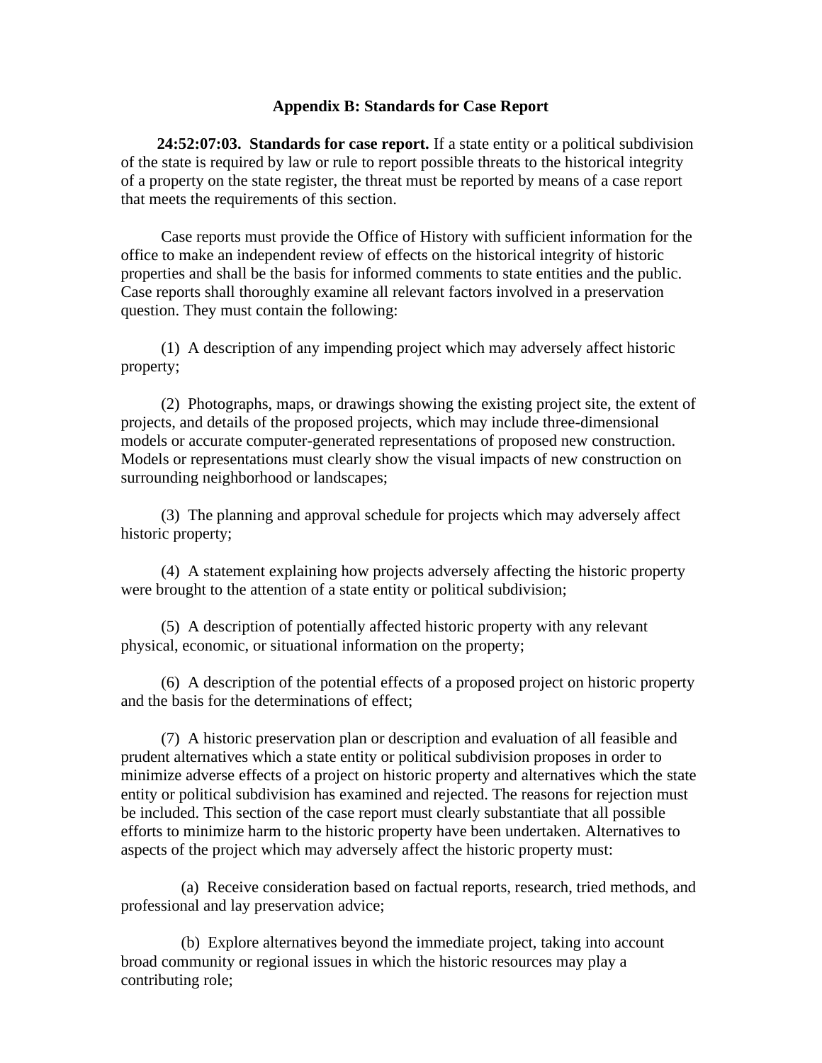## Appendix B: Standards for Case Report

**24:52:07:03. Standards for case report.** If a state entity or a political subdivision of the state is required by law or rule to report possible threats to the historical integrity of a property on the state register, the threat must be reported by means of a case report that meets the requirements of this section.

Case reports must provide the Office of History with sufficient information for the office to make an independent review of effects on the historical integrity of historic properties and shall be the basis for informed comments to state entities and the public. Case reports shall thoroughly examine all relevant factors involved in a preservation question. They must contain the following:

(1) A description of any impending project which may adversely affect historic property;

(2) Photographs, maps, or drawings showing the existing project site, the extent of projects, and details of the proposed projects, which may include three-dimensional models or accurate computer-generated representations of proposed new construction. Models or representations must clearly show the visual impacts of new construction on surrounding neighborhood or landscapes;

(3) The planning and approval schedule for projects which may adversely affect historic property;

(4) A statement explaining how projects adversely affecting the historic property were brought to the attention of a state entity or political subdivision;

(5) A description of potentially affected historic property with any relevant physical, economic, or situational information on the property;

(6) A description of the potential effects of a proposed project on historic property and the basis for the determinations of effect;

(7) A historic preservation plan or description and evaluation of all feasible and prudent alternatives which a state entity or political subdivision proposes in order to minimize adverse effects of a project on historic property and alternatives which the state entity or political subdivision has examined and rejected. The reasons for rejection must be included. This section of the case report must clearly substantiate that all possible efforts to minimize harm to the historic property have been undertaken. Alternatives to aspects of the project which may adversely affect the historic property must:

(a) Receive consideration based on factual reports, research, tried methods, and professional and lay preservation advice;

(b) Explore alternatives beyond the immediate project, taking into account broad community or regional issues in which the historic resources may play a contributing role;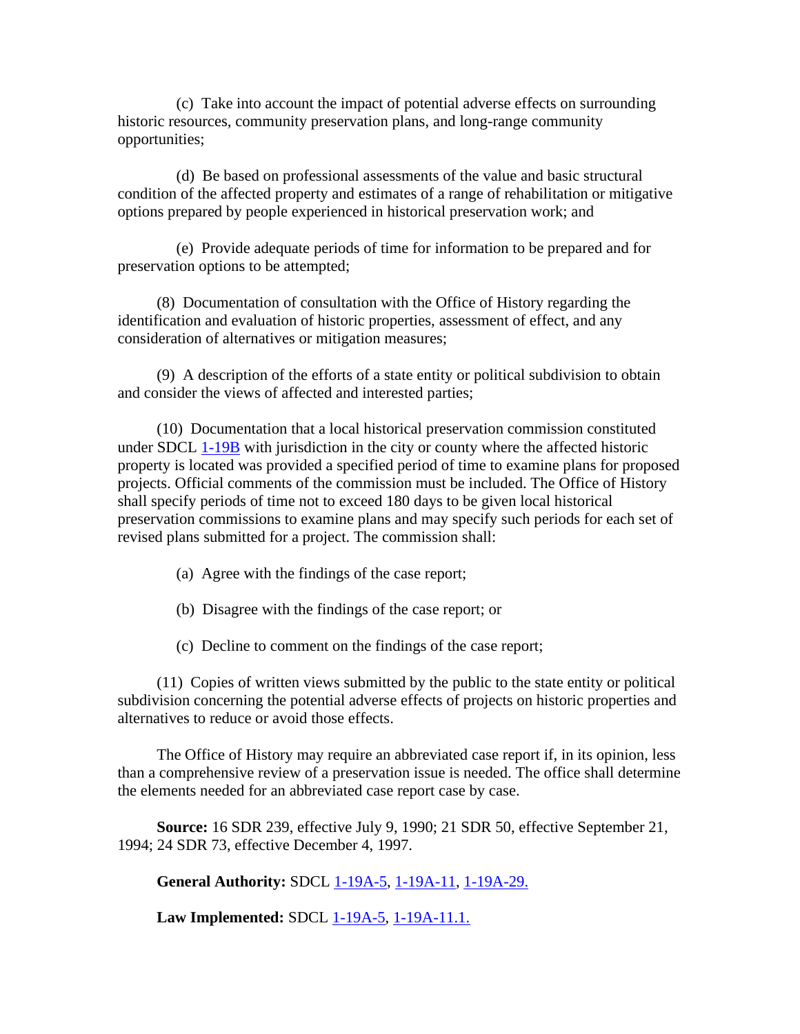(c) Take into account the impact of potential adverse effects on surrounding historic resources, community preservation plans, and long-range community opportunities;

(d) Be based on professional assessments of the value and basic structural condition of the affected property and estimates of a range of rehabilitation or mitigative options prepared by people experienced in historical preservation work; and

(e) Provide adequate periods of time for information to be prepared and for preservation options to be attempted;

(8) Documentation of consultation with the Office of History regarding the identification and evaluation of historic properties, assessment of effect, and any consideration of alternatives or mitigation measures;

(9) A description of the efforts of a state entity or political subdivision to obtain and consider the views of affected and interested parties;

(10) Documentation that a local historical preservation commission constituted under SDCL 1-19B with jurisdiction in the city or county where the affected historic property is located was provided a specified period of time to examine plans for proposed projects. Official comments of the commission must be included. The Office of History shall specify periods of time not to exceed 180 days to be given local historical preservation commissions to examine plans and may specify such periods for each set of revised plans submitted for a project. The commission shall:

(a) Agree with the findings of the case report;

(b) Disagree with the findings of the case report; or

(c) Decline to comment on the findings of the case report;

(11) Copies of written views submitted by the public to the state entity or political subdivision concerning the potential adverse effects of projects on historic properties and alternatives to reduce or avoid those effects.

The Office of History may require an abbreviated case report if, in its opinion, less than a comprehensive review of a preservation issue is needed. The office shall determine the elements needed for an abbreviated case report case by case.

**Source:** 16 SDR 239, effective July 9, 1990; 21 SDR 50, effective September 21, 1994; 24 SDR 73, effective December 4, 1997.

**General Authority:** SDCL 1-19A-5, 1-19A-11, 1-19A-29.

**Law Implemented:** SDCL 1-19A-5, 1-19A-11.1.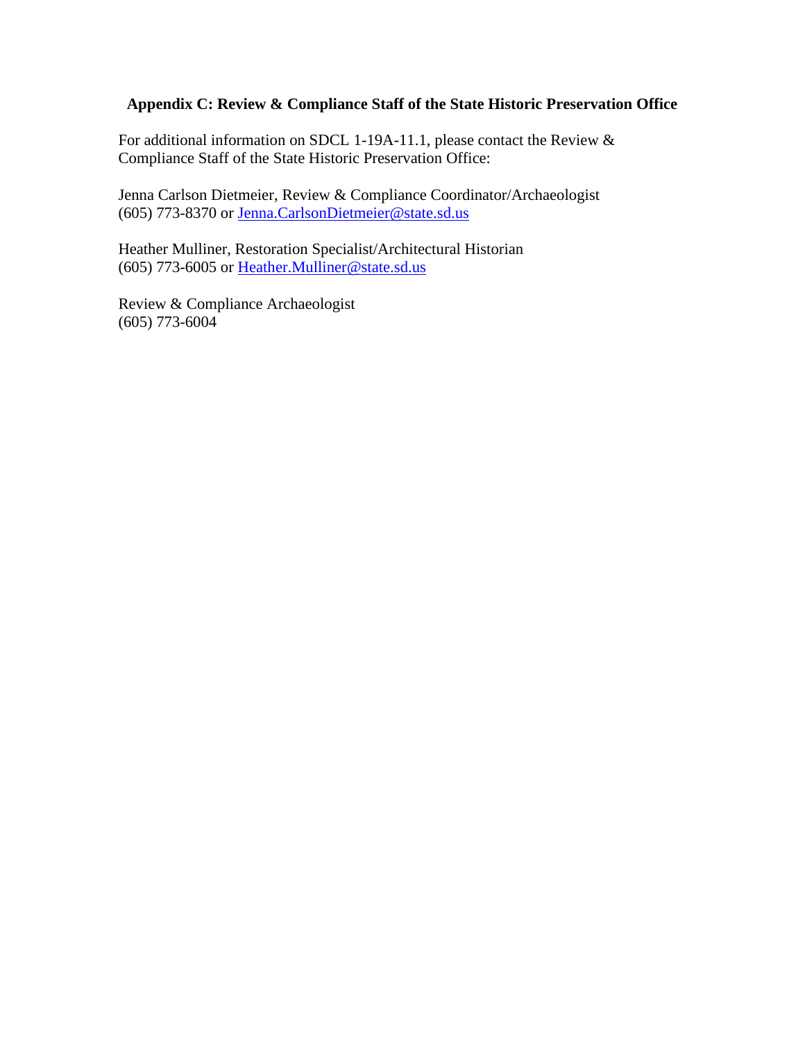## Appendix C: Review & Compliance Staff of the State Historic Preservation Office

For additional information on SDCL 1-19A-11.1, please contact the Review & Compliance Staff of the State Historic Preservation Office:

Jenna Carlson Dietmeier, Review & Compliance Coordinator/Archaeologist
(605) 773-8370 or Jenna.CarlsonDietmeier@state.sd.us

Heather Mulliner, Restoration Specialist/Architectural Historian
(605) 773-6005 or Heather.Mulliner@state.sd.us

Review & Compliance Archaeologist
(605) 773-6004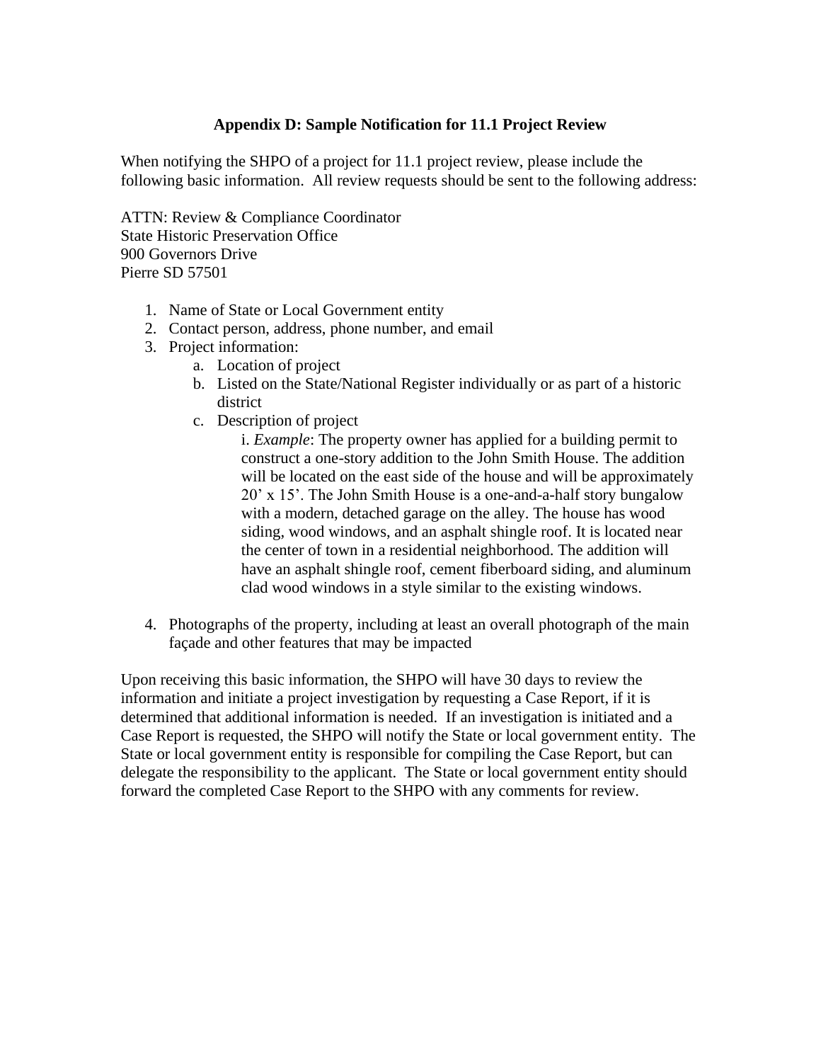## Appendix D: Sample Notification for 11.1 Project Review

When notifying the SHPO of a project for 11.1 project review, please include the following basic information. All review requests should be sent to the following address:

ATTN: Review & Compliance Coordinator
State Historic Preservation Office
900 Governors Drive
Pierre SD 57501

1. Name of State or Local Government entity
2. Contact person, address, phone number, and email
3. Project information:
   a. Location of project
   b. Listed on the State/National Register individually or as part of a historic district
   c. Description of project
      i. *Example*: The property owner has applied for a building permit to construct a one-story addition to the John Smith House. The addition will be located on the east side of the house and will be approximately 20' x 15'. The John Smith House is a one-and-a-half story bungalow with a modern, detached garage on the alley. The house has wood siding, wood windows, and an asphalt shingle roof. It is located near the center of town in a residential neighborhood. The addition will have an asphalt shingle roof, cement fiberboard siding, and aluminum clad wood windows in a style similar to the existing windows.
4. Photographs of the property, including at least an overall photograph of the main façade and other features that may be impacted

Upon receiving this basic information, the SHPO will have 30 days to review the information and initiate a project investigation by requesting a Case Report, if it is determined that additional information is needed. If an investigation is initiated and a Case Report is requested, the SHPO will notify the State or local government entity. The State or local government entity is responsible for compiling the Case Report, but can delegate the responsibility to the applicant. The State or local government entity should forward the completed Case Report to the SHPO with any comments for review.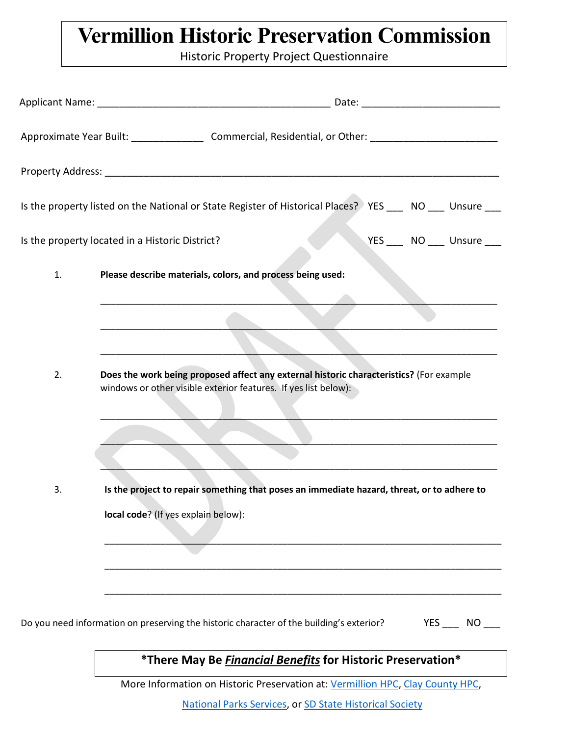# Vermillion Historic Preservation Commission

Historic Property Project Questionnaire

Applicant Name: ___________________________________________ Date: _________________________

Approximate Year Built: _____________ Commercial, Residential, or Other: _______________________

Property Address: ___________________________________________________________________________

Is the property listed on the National or State Register of Historical Places? YES ___ NO ___ Unsure ___

Is the property located in a Historic District? YES ___ NO ___ Unsure ___

1. **Please describe materials, colors, and process being used:**

   ___________________________________________________________________________

   ___________________________________________________________________________

   ___________________________________________________________________________

2. **Does the work being proposed affect any external historic characteristics?** (For example windows or other visible exterior features. If yes list below):

   ___________________________________________________________________________

   ___________________________________________________________________________

   ___________________________________________________________________________

3. **Is the project to repair something that poses an immediate hazard, threat, or to adhere to local code**? (If yes explain below):

   ___________________________________________________________________________

   ___________________________________________________________________________

   ___________________________________________________________________________

Do you need information on preserving the historic character of the building's exterior? YES ___ NO ___

**\*There May Be *Financial Benefits* for Historic Preservation\***

More Information on Historic Preservation at: Vermillion HPC, Clay County HPC, National Parks Services, or SD State Historical Society